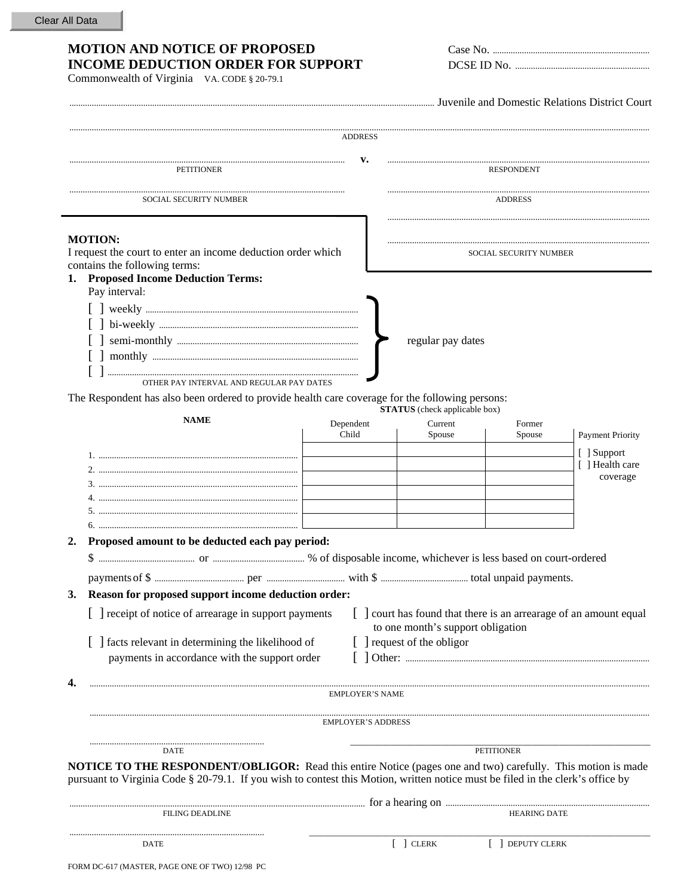Clear All Data

# MOTION AND NOTICE OF PROPOSED INCOME DEDUCTION ORDER FOR SUPPORT

Commonwealth of Virginia VA. CODE § 20-79.1

Case No. ..........................................

DCSE ID No. ..........................................

.......................................................................................................... Juvenile and Domestic Relations District Court

..........................................................................................................

ADDRESS

.......................................................... v. ..........................................................

PETITIONER RESPONDENT

..........................................................

SOCIAL SECURITY NUMBER

..........................................................

ADDRESS

..........................................................

..........................................................

SOCIAL SECURITY NUMBER

**MOTION:**

I request the court to enter an income deduction order which contains the following terms:

**1. Proposed Income Deduction Terms:**

Pay interval:

[ ] weekly ..........................................

[ ] bi-weekly ..........................................

[ ] semi-monthly .......................................... } regular pay dates

[ ] monthly ..........................................

[ ] ..........................................

OTHER PAY INTERVAL AND REGULAR PAY DATES

The Respondent has also been ordered to provide health care coverage for the following persons:

| NAME | STATUS (check applicable box) Dependent Child | Current Spouse | Former Spouse | Payment Priority |
|---|---|---|---|---|
| 1. .......................................... | | | | [ ] Support |
| 2. .......................................... | | | | [ ] Health care coverage |
| 3. .......................................... | | | | |
| 4. .......................................... | | | | |
| 5. .......................................... | | | | |
| 6. .......................................... | | | | |

**2. Proposed amount to be deducted each pay period:**

$ .................... or .................... % of disposable income, whichever is less based on court-ordered payments of $ .................... per .................... with $ .................... total unpaid payments.

**3. Reason for proposed support income deduction order:**

[ ] receipt of notice of arrearage in support payments

[ ] court has found that there is an arrearage of an amount equal to one month's support obligation

[ ] facts relevant in determining the likelihood of payments in accordance with the support order

[ ] request of the obligor

[ ] Other: ..........................................

**4.** ..........................................................................................................

EMPLOYER'S NAME

..........................................................................................................

EMPLOYER'S ADDRESS

.......................................... ______________________________

DATE PETITIONER

**NOTICE TO THE RESPONDENT/OBLIGOR:** Read this entire Notice (pages one and two) carefully. This motion is made pursuant to Virginia Code § 20-79.1. If you wish to contest this Motion, written notice must be filed in the clerk's office by

.......................................... for a hearing on ..........................................

FILING DEADLINE HEARING DATE

.......................................... ______________________________

DATE [ ] CLERK [ ] DEPUTY CLERK

FORM DC-617 (MASTER, PAGE ONE OF TWO) 12/98 PC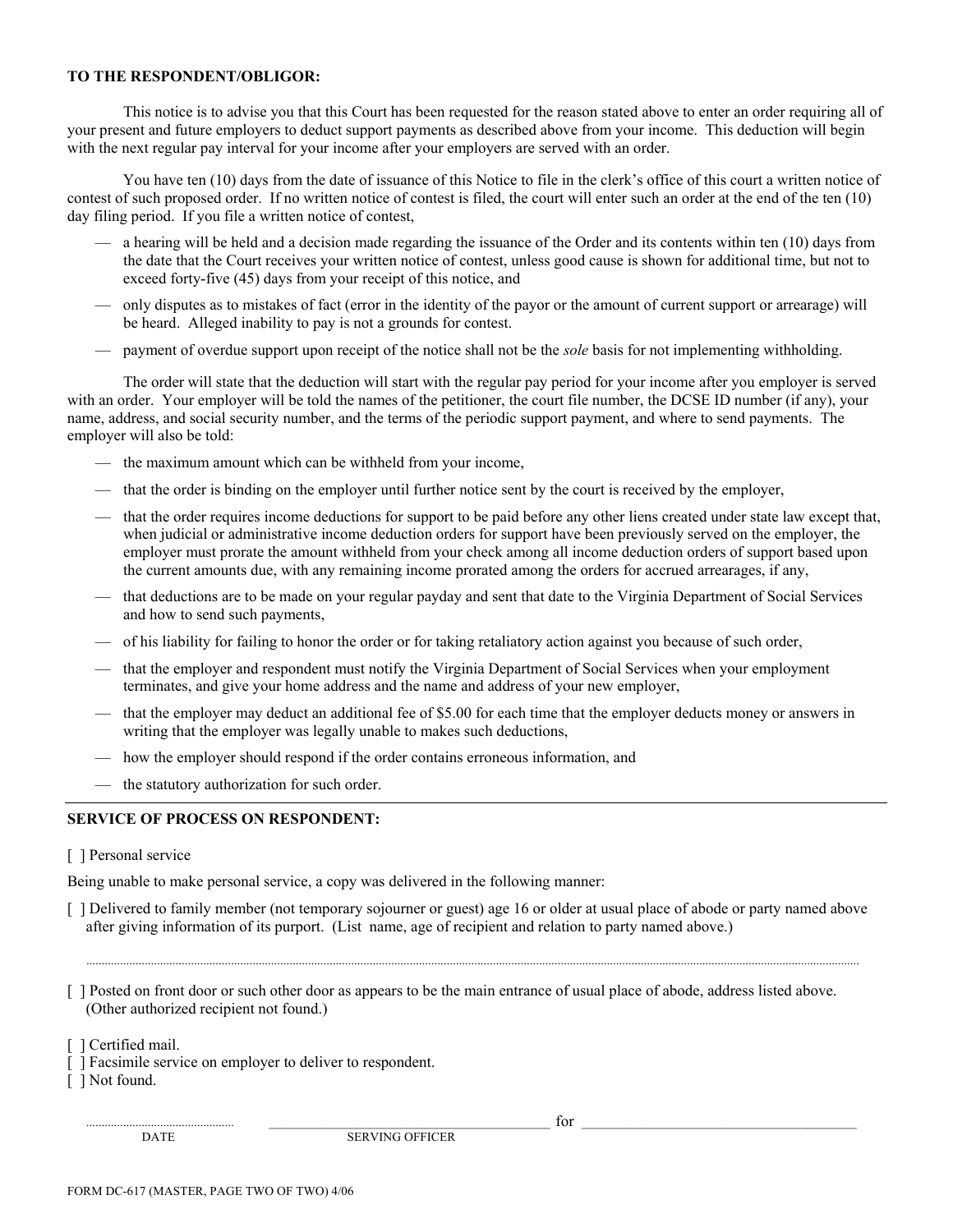**TO THE RESPONDENT/OBLIGOR:**

This notice is to advise you that this Court has been requested for the reason stated above to enter an order requiring all of your present and future employers to deduct support payments as described above from your income. This deduction will begin with the next regular pay interval for your income after your employers are served with an order.

You have ten (10) days from the date of issuance of this Notice to file in the clerk's office of this court a written notice of contest of such proposed order. If no written notice of contest is filed, the court will enter such an order at the end of the ten (10) day filing period. If you file a written notice of contest,

— a hearing will be held and a decision made regarding the issuance of the Order and its contents within ten (10) days from the date that the Court receives your written notice of contest, unless good cause is shown for additional time, but not to exceed forty-five (45) days from your receipt of this notice, and

— only disputes as to mistakes of fact (error in the identity of the payor or the amount of current support or arrearage) will be heard. Alleged inability to pay is not a grounds for contest.

— payment of overdue support upon receipt of the notice shall not be the *sole* basis for not implementing withholding.

The order will state that the deduction will start with the regular pay period for your income after you employer is served with an order. Your employer will be told the names of the petitioner, the court file number, the DCSE ID number (if any), your name, address, and social security number, and the terms of the periodic support payment, and where to send payments. The employer will also be told:

— the maximum amount which can be withheld from your income,

— that the order is binding on the employer until further notice sent by the court is received by the employer,

— that the order requires income deductions for support to be paid before any other liens created under state law except that, when judicial or administrative income deduction orders for support have been previously served on the employer, the employer must prorate the amount withheld from your check among all income deduction orders of support based upon the current amounts due, with any remaining income prorated among the orders for accrued arrearages, if any,

— that deductions are to be made on your regular payday and sent that date to the Virginia Department of Social Services and how to send such payments,

— of his liability for failing to honor the order or for taking retaliatory action against you because of such order,

— that the employer and respondent must notify the Virginia Department of Social Services when your employment terminates, and give your home address and the name and address of your new employer,

— that the employer may deduct an additional fee of $5.00 for each time that the employer deducts money or answers in writing that the employer was legally unable to makes such deductions,

— how the employer should respond if the order contains erroneous information, and

— the statutory authorization for such order.

---

**SERVICE OF PROCESS ON RESPONDENT:**

[ ] Personal service

Being unable to make personal service, a copy was delivered in the following manner:

[ ] Delivered to family member (not temporary sojourner or guest) age 16 or older at usual place of abode or party named above after giving information of its purport. (List name, age of recipient and relation to party named above.)

..........................................................................................................................................

[ ] Posted on front door or such other door as appears to be the main entrance of usual place of abode, address listed above. (Other authorized recipient not found.)

[ ] Certified mail.
[ ] Facsimile service on employer to deliver to respondent.
[ ] Not found.

.............................................. ______________________________ for ______________________________
DATE SERVING OFFICER

FORM DC-617 (MASTER, PAGE TWO OF TWO) 4/06